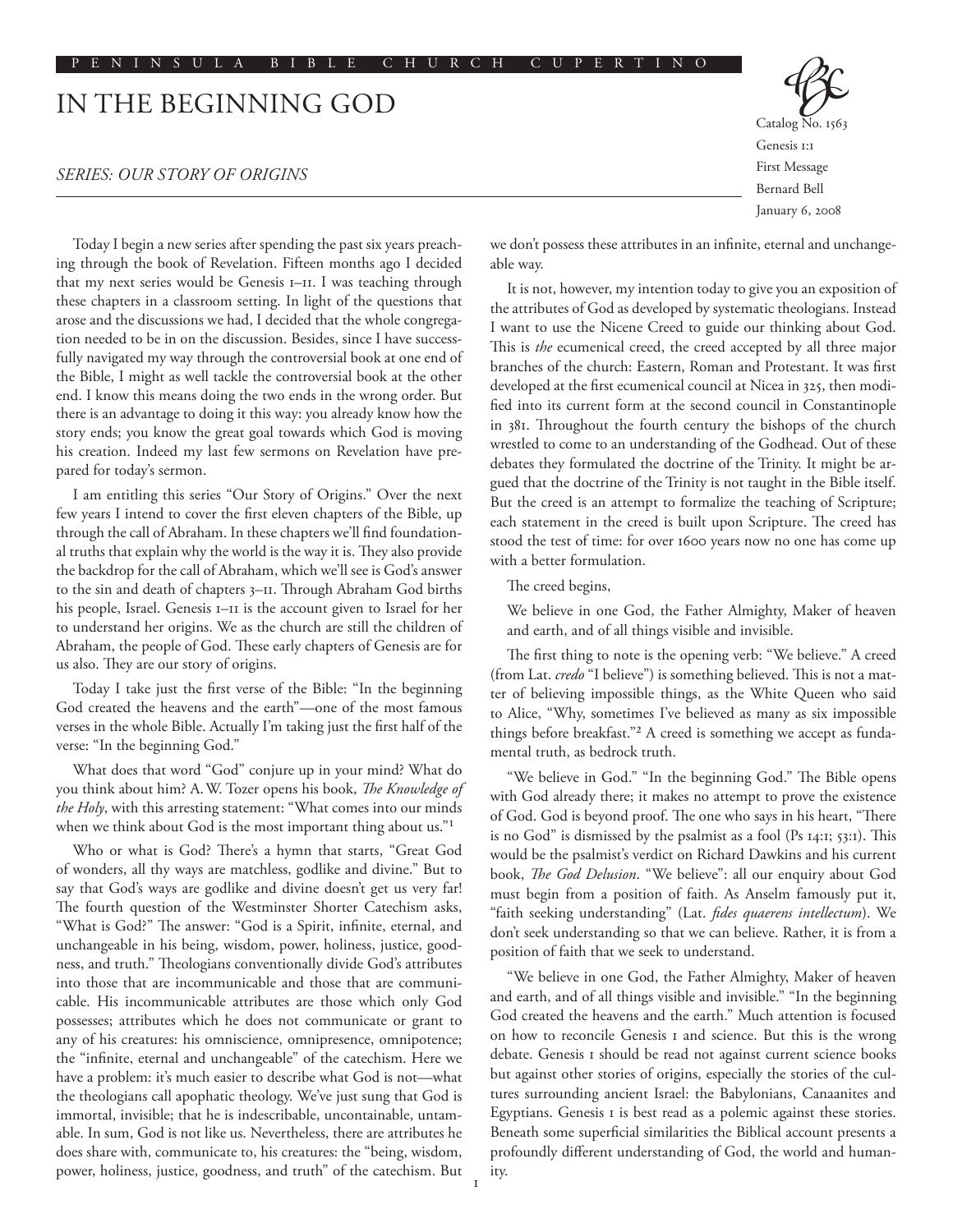# IN THE BEGINNING GOD

*SERIES: OUR STORY OF ORIGINS*

Catalog No. 1563
Genesis 1:1
First Message
Bernard Bell
January 6, 2008

Today I begin a new series after spending the past six years preaching through the book of Revelation. Fifteen months ago I decided that my next series would be Genesis 1–11. I was teaching through these chapters in a classroom setting. In light of the questions that arose and the discussions we had, I decided that the whole congregation needed to be in on the discussion. Besides, since I have successfully navigated my way through the controversial book at one end of the Bible, I might as well tackle the controversial book at the other end. I know this means doing the two ends in the wrong order. But there is an advantage to doing it this way: you already know how the story ends; you know the great goal towards which God is moving his creation. Indeed my last few sermons on Revelation have prepared for today's sermon.

I am entitling this series "Our Story of Origins." Over the next few years I intend to cover the first eleven chapters of the Bible, up through the call of Abraham. In these chapters we'll find foundational truths that explain why the world is the way it is. They also provide the backdrop for the call of Abraham, which we'll see is God's answer to the sin and death of chapters 3–11. Through Abraham God births his people, Israel. Genesis 1–11 is the account given to Israel for her to understand her origins. We as the church are still the children of Abraham, the people of God. These early chapters of Genesis are for us also. They are our story of origins.

Today I take just the first verse of the Bible: "In the beginning God created the heavens and the earth"—one of the most famous verses in the whole Bible. Actually I'm taking just the first half of the verse: "In the beginning God."

What does that word "God" conjure up in your mind? What do you think about him? A.W. Tozer opens his book, *The Knowledge of the Holy*, with this arresting statement: "What comes into our minds when we think about God is the most important thing about us."[1]

Who or what is God? There's a hymn that starts, "Great God of wonders, all thy ways are matchless, godlike and divine." But to say that God's ways are godlike and divine doesn't get us very far! The fourth question of the Westminster Shorter Catechism asks, "What is God?" The answer: "God is a Spirit, infinite, eternal, and unchangeable in his being, wisdom, power, holiness, justice, goodness, and truth." Theologians conventionally divide God's attributes into those that are incommunicable and those that are communicable. His incommunicable attributes are those which only God possesses; attributes which he does not communicate or grant to any of his creatures: his omniscience, omnipresence, omnipotence; the "infinite, eternal and unchangeable" of the catechism. Here we have a problem: it's much easier to describe what God is not—what the theologians call apophatic theology. We've just sung that God is immortal, invisible; that he is indescribable, uncontainable, untamable. In sum, God is not like us. Nevertheless, there are attributes he does share with, communicate to, his creatures: the "being, wisdom, power, holiness, justice, goodness, and truth" of the catechism. But we don't possess these attributes in an infinite, eternal and unchangeable way.

It is not, however, my intention today to give you an exposition of the attributes of God as developed by systematic theologians. Instead I want to use the Nicene Creed to guide our thinking about God. This is *the* ecumenical creed, the creed accepted by all three major branches of the church: Eastern, Roman and Protestant. It was first developed at the first ecumenical council at Nicea in 325, then modified into its current form at the second council in Constantinople in 381. Throughout the fourth century the bishops of the church wrestled to come to an understanding of the Godhead. Out of these debates they formulated the doctrine of the Trinity. It might be argued that the doctrine of the Trinity is not taught in the Bible itself. But the creed is an attempt to formalize the teaching of Scripture; each statement in the creed is built upon Scripture. The creed has stood the test of time: for over 1600 years now no one has come up with a better formulation.

The creed begins,

> We believe in one God, the Father Almighty, Maker of heaven and earth, and of all things visible and invisible.

The first thing to note is the opening verb: "We believe." A creed (from Lat. *credo* "I believe") is something believed. This is not a matter of believing impossible things, as the White Queen who said to Alice, "Why, sometimes I've believed as many as six impossible things before breakfast."[2] A creed is something we accept as fundamental truth, as bedrock truth.

"We believe in God." "In the beginning God." The Bible opens with God already there; it makes no attempt to prove the existence of God. God is beyond proof. The one who says in his heart, "There is no God" is dismissed by the psalmist as a fool (Ps 14:1; 53:1). This would be the psalmist's verdict on Richard Dawkins and his current book, *The God Delusion*. "We believe": all our enquiry about God must begin from a position of faith. As Anselm famously put it, "faith seeking understanding" (Lat. *fides quaerens intellectum*). We don't seek understanding so that we can believe. Rather, it is from a position of faith that we seek to understand.

"We believe in one God, the Father Almighty, Maker of heaven and earth, and of all things visible and invisible." "In the beginning God created the heavens and the earth." Much attention is focused on how to reconcile Genesis 1 and science. But this is the wrong debate. Genesis 1 should be read not against current science books but against other stories of origins, especially the stories of the cultures surrounding ancient Israel: the Babylonians, Canaanites and Egyptians. Genesis 1 is best read as a polemic against these stories. Beneath some superficial similarities the Biblical account presents a profoundly different understanding of God, the world and humanity.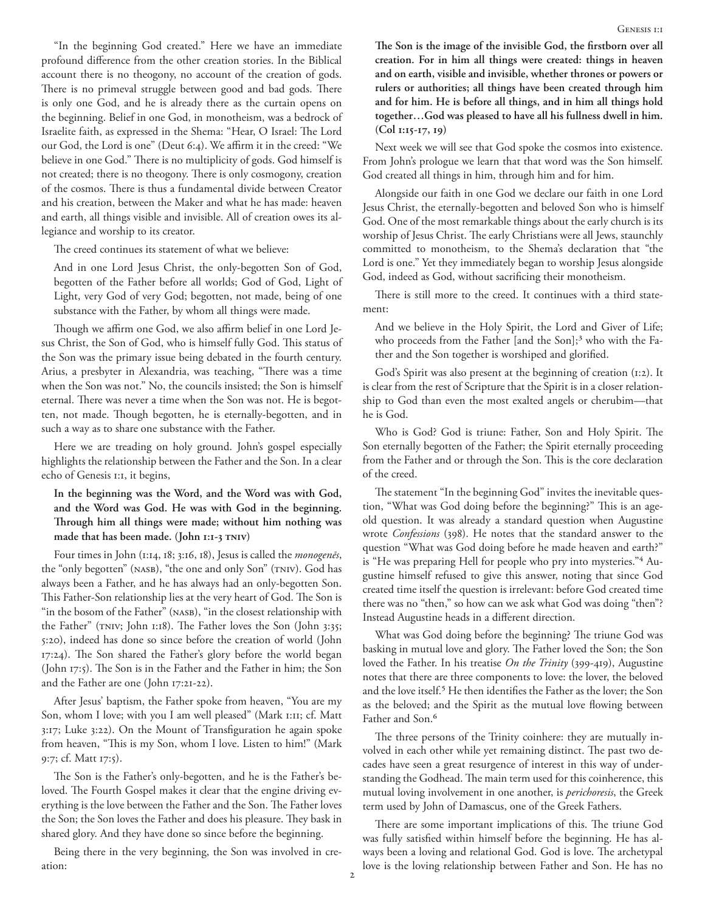"In the beginning God created." Here we have an immediate profound difference from the other creation stories. In the Biblical account there is no theogony, no account of the creation of gods. There is no primeval struggle between good and bad gods. There is only one God, and he is already there as the curtain opens on the beginning. Belief in one God, in monotheism, was a bedrock of Israelite faith, as expressed in the Shema: "Hear, O Israel: The Lord our God, the Lord is one" (Deut 6:4). We affirm it in the creed: "We believe in one God." There is no multiplicity of gods. God himself is not created; there is no theogony. There is only cosmogony, creation of the cosmos. There is thus a fundamental divide between Creator and his creation, between the Maker and what he has made: heaven and earth, all things visible and invisible. All of creation owes its allegiance and worship to its creator.

The creed continues its statement of what we believe:

And in one Lord Jesus Christ, the only-begotten Son of God, begotten of the Father before all worlds; God of God, Light of Light, very God of very God; begotten, not made, being of one substance with the Father, by whom all things were made.

Though we affirm one God, we also affirm belief in one Lord Jesus Christ, the Son of God, who is himself fully God. This status of the Son was the primary issue being debated in the fourth century. Arius, a presbyter in Alexandria, was teaching, "There was a time when the Son was not." No, the councils insisted; the Son is himself eternal. There was never a time when the Son was not. He is begotten, not made. Though begotten, he is eternally-begotten, and in such a way as to share one substance with the Father.

Here we are treading on holy ground. John's gospel especially highlights the relationship between the Father and the Son. In a clear echo of Genesis 1:1, it begins,

**In the beginning was the Word, and the Word was with God, and the Word was God. He was with God in the beginning. Through him all things were made; without him nothing was made that has been made. (John 1:1-3 TNIV)**

Four times in John (1:14, 18; 3:16, 18), Jesus is called the *monogenēs*, the "only begotten" (NASB), "the one and only Son" (TNIV). God has always been a Father, and he has always had an only-begotten Son. This Father-Son relationship lies at the very heart of God. The Son is "in the bosom of the Father" (NASB), "in the closest relationship with the Father" (TNIV; John 1:18). The Father loves the Son (John 3:35; 5:20), indeed has done so since before the creation of world (John 17:24). The Son shared the Father's glory before the world began (John 17:5). The Son is in the Father and the Father in him; the Son and the Father are one (John 17:21-22).

After Jesus' baptism, the Father spoke from heaven, "You are my Son, whom I love; with you I am well pleased" (Mark 1:11; cf. Matt 3:17; Luke 3:22). On the Mount of Transfiguration he again spoke from heaven, "This is my Son, whom I love. Listen to him!" (Mark 9:7; cf. Matt 17:5).

The Son is the Father's only-begotten, and he is the Father's beloved. The Fourth Gospel makes it clear that the engine driving everything is the love between the Father and the Son. The Father loves the Son; the Son loves the Father and does his pleasure. They bask in shared glory. And they have done so since before the beginning.

Being there in the very beginning, the Son was involved in creation:

**The Son is the image of the invisible God, the firstborn over all creation. For in him all things were created: things in heaven and on earth, visible and invisible, whether thrones or powers or rulers or authorities; all things have been created through him and for him. He is before all things, and in him all things hold together…God was pleased to have all his fullness dwell in him. (Col 1:15-17, 19)**

Next week we will see that God spoke the cosmos into existence. From John's prologue we learn that that word was the Son himself. God created all things in him, through him and for him.

Alongside our faith in one God we declare our faith in one Lord Jesus Christ, the eternally-begotten and beloved Son who is himself God. One of the most remarkable things about the early church is its worship of Jesus Christ. The early Christians were all Jews, staunchly committed to monotheism, to the Shema's declaration that "the Lord is one." Yet they immediately began to worship Jesus alongside God, indeed as God, without sacrificing their monotheism.

There is still more to the creed. It continues with a third statement:

And we believe in the Holy Spirit, the Lord and Giver of Life; who proceeds from the Father [and the Son];[3] who with the Father and the Son together is worshiped and glorified.

God's Spirit was also present at the beginning of creation (1:2). It is clear from the rest of Scripture that the Spirit is in a closer relationship to God than even the most exalted angels or cherubim—that he is God.

Who is God? God is triune: Father, Son and Holy Spirit. The Son eternally begotten of the Father; the Spirit eternally proceeding from the Father and or through the Son. This is the core declaration of the creed.

The statement "In the beginning God" invites the inevitable question, "What was God doing before the beginning?" This is an age-old question. It was already a standard question when Augustine wrote *Confessions* (398). He notes that the standard answer to the question "What was God doing before he made heaven and earth?" is "He was preparing Hell for people who pry into mysteries."[4] Augustine himself refused to give this answer, noting that since God created time itself the question is irrelevant: before God created time there was no "then," so how can we ask what God was doing "then"? Instead Augustine heads in a different direction.

What was God doing before the beginning? The triune God was basking in mutual love and glory. The Father loved the Son; the Son loved the Father. In his treatise *On the Trinity* (399-419), Augustine notes that there are three components to love: the lover, the beloved and the love itself.[5] He then identifies the Father as the lover; the Son as the beloved; and the Spirit as the mutual love flowing between Father and Son.[6]

The three persons of the Trinity coinhere: they are mutually involved in each other while yet remaining distinct. The past two decades have seen a great resurgence of interest in this way of understanding the Godhead. The main term used for this coinherence, this mutual loving involvement in one another, is *perichoresis*, the Greek term used by John of Damascus, one of the Greek Fathers.

There are some important implications of this. The triune God was fully satisfied within himself before the beginning. He has always been a loving and relational God. God is love. The archetypal love is the loving relationship between Father and Son. He has no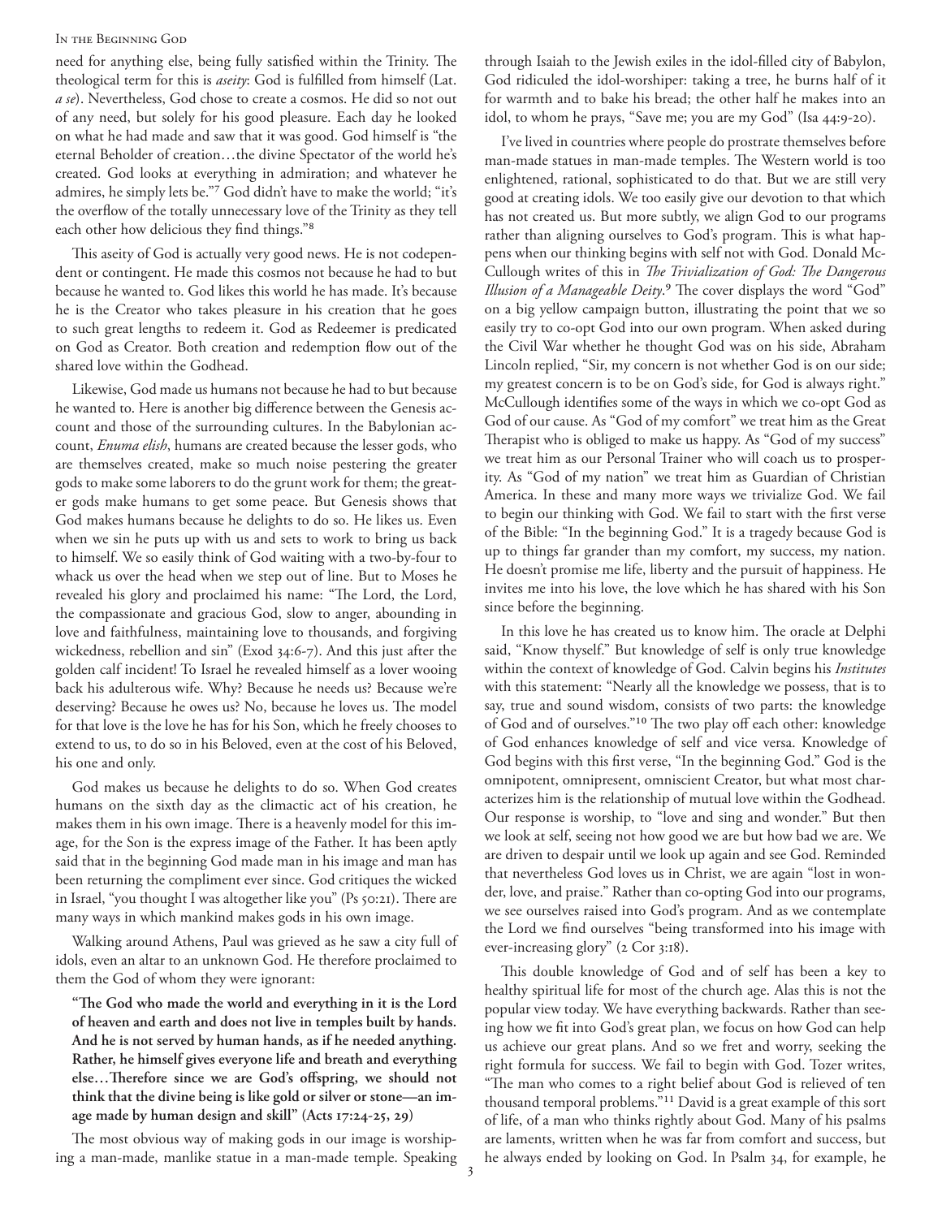need for anything else, being fully satisfied within the Trinity. The theological term for this is *aseity*: God is fulfilled from himself (Lat. *a se*). Nevertheless, God chose to create a cosmos. He did so not out of any need, but solely for his good pleasure. Each day he looked on what he had made and saw that it was good. God himself is "the eternal Beholder of creation…the divine Spectator of the world he's created. God looks at everything in admiration; and whatever he admires, he simply lets be."[7] God didn't have to make the world; "it's the overflow of the totally unnecessary love of the Trinity as they tell each other how delicious they find things."[8]

This aseity of God is actually very good news. He is not codependent or contingent. He made this cosmos not because he had to but because he wanted to. God likes this world he has made. It's because he is the Creator who takes pleasure in his creation that he goes to such great lengths to redeem it. God as Redeemer is predicated on God as Creator. Both creation and redemption flow out of the shared love within the Godhead.

Likewise, God made us humans not because he had to but because he wanted to. Here is another big difference between the Genesis account and those of the surrounding cultures. In the Babylonian account, *Enuma elish*, humans are created because the lesser gods, who are themselves created, make so much noise pestering the greater gods to make some laborers to do the grunt work for them; the greater gods make humans to get some peace. But Genesis shows that God makes humans because he delights to do so. He likes us. Even when we sin he puts up with us and sets to work to bring us back to himself. We so easily think of God waiting with a two-by-four to whack us over the head when we step out of line. But to Moses he revealed his glory and proclaimed his name: "The Lord, the Lord, the compassionate and gracious God, slow to anger, abounding in love and faithfulness, maintaining love to thousands, and forgiving wickedness, rebellion and sin" (Exod 34:6-7). And this just after the golden calf incident! To Israel he revealed himself as a lover wooing back his adulterous wife. Why? Because he needs us? Because we're deserving? Because he owes us? No, because he loves us. The model for that love is the love he has for his Son, which he freely chooses to extend to us, to do so in his Beloved, even at the cost of his Beloved, his one and only.

God makes us because he delights to do so. When God creates humans on the sixth day as the climactic act of his creation, he makes them in his own image. There is a heavenly model for this image, for the Son is the express image of the Father. It has been aptly said that in the beginning God made man in his image and man has been returning the compliment ever since. God critiques the wicked in Israel, "you thought I was altogether like you" (Ps 50:21). There are many ways in which mankind makes gods in his own image.

Walking around Athens, Paul was grieved as he saw a city full of idols, even an altar to an unknown God. He therefore proclaimed to them the God of whom they were ignorant:

> **"The God who made the world and everything in it is the Lord of heaven and earth and does not live in temples built by hands. And he is not served by human hands, as if he needed anything. Rather, he himself gives everyone life and breath and everything else…Therefore since we are God's offspring, we should not think that the divine being is like gold or silver or stone—an image made by human design and skill" (Acts 17:24-25, 29)**

The most obvious way of making gods in our image is worshiping a man-made, manlike statue in a man-made temple. Speaking through Isaiah to the Jewish exiles in the idol-filled city of Babylon, God ridiculed the idol-worshiper: taking a tree, he burns half of it for warmth and to bake his bread; the other half he makes into an idol, to whom he prays, "Save me; you are my God" (Isa 44:9-20).

I've lived in countries where people do prostrate themselves before man-made statues in man-made temples. The Western world is too enlightened, rational, sophisticated to do that. But we are still very good at creating idols. We too easily give our devotion to that which has not created us. But more subtly, we align God to our programs rather than aligning ourselves to God's program. This is what happens when our thinking begins with self not with God. Donald McCullough writes of this in *The Trivialization of God: The Dangerous Illusion of a Manageable Deity*.[9] The cover displays the word "God" on a big yellow campaign button, illustrating the point that we so easily try to co-opt God into our own program. When asked during the Civil War whether he thought God was on his side, Abraham Lincoln replied, "Sir, my concern is not whether God is on our side; my greatest concern is to be on God's side, for God is always right." McCullough identifies some of the ways in which we co-opt God as God of our cause. As "God of my comfort" we treat him as the Great Therapist who is obliged to make us happy. As "God of my success" we treat him as our Personal Trainer who will coach us to prosperity. As "God of my nation" we treat him as Guardian of Christian America. In these and many more ways we trivialize God. We fail to begin our thinking with God. We fail to start with the first verse of the Bible: "In the beginning God." It is a tragedy because God is up to things far grander than my comfort, my success, my nation. He doesn't promise me life, liberty and the pursuit of happiness. He invites me into his love, the love which he has shared with his Son since before the beginning.

In this love he has created us to know him. The oracle at Delphi said, "Know thyself." But knowledge of self is only true knowledge within the context of knowledge of God. Calvin begins his *Institutes* with this statement: "Nearly all the knowledge we possess, that is to say, true and sound wisdom, consists of two parts: the knowledge of God and of ourselves."[10] The two play off each other: knowledge of God enhances knowledge of self and vice versa. Knowledge of God begins with this first verse, "In the beginning God." God is the omnipotent, omnipresent, omniscient Creator, but what most characterizes him is the relationship of mutual love within the Godhead. Our response is worship, to "love and sing and wonder." But then we look at self, seeing not how good we are but how bad we are. We are driven to despair until we look up again and see God. Reminded that nevertheless God loves us in Christ, we are again "lost in wonder, love, and praise." Rather than co-opting God into our programs, we see ourselves raised into God's program. And as we contemplate the Lord we find ourselves "being transformed into his image with ever-increasing glory" (2 Cor 3:18).

This double knowledge of God and of self has been a key to healthy spiritual life for most of the church age. Alas this is not the popular view today. We have everything backwards. Rather than seeing how we fit into God's great plan, we focus on how God can help us achieve our great plans. And so we fret and worry, seeking the right formula for success. We fail to begin with God. Tozer writes, "The man who comes to a right belief about God is relieved of ten thousand temporal problems."[11] David is a great example of this sort of life, a man who thinks rightly about God. Many of his psalms are laments, written when he was far from comfort and success, but he always ended by looking on God. In Psalm 34, for example, he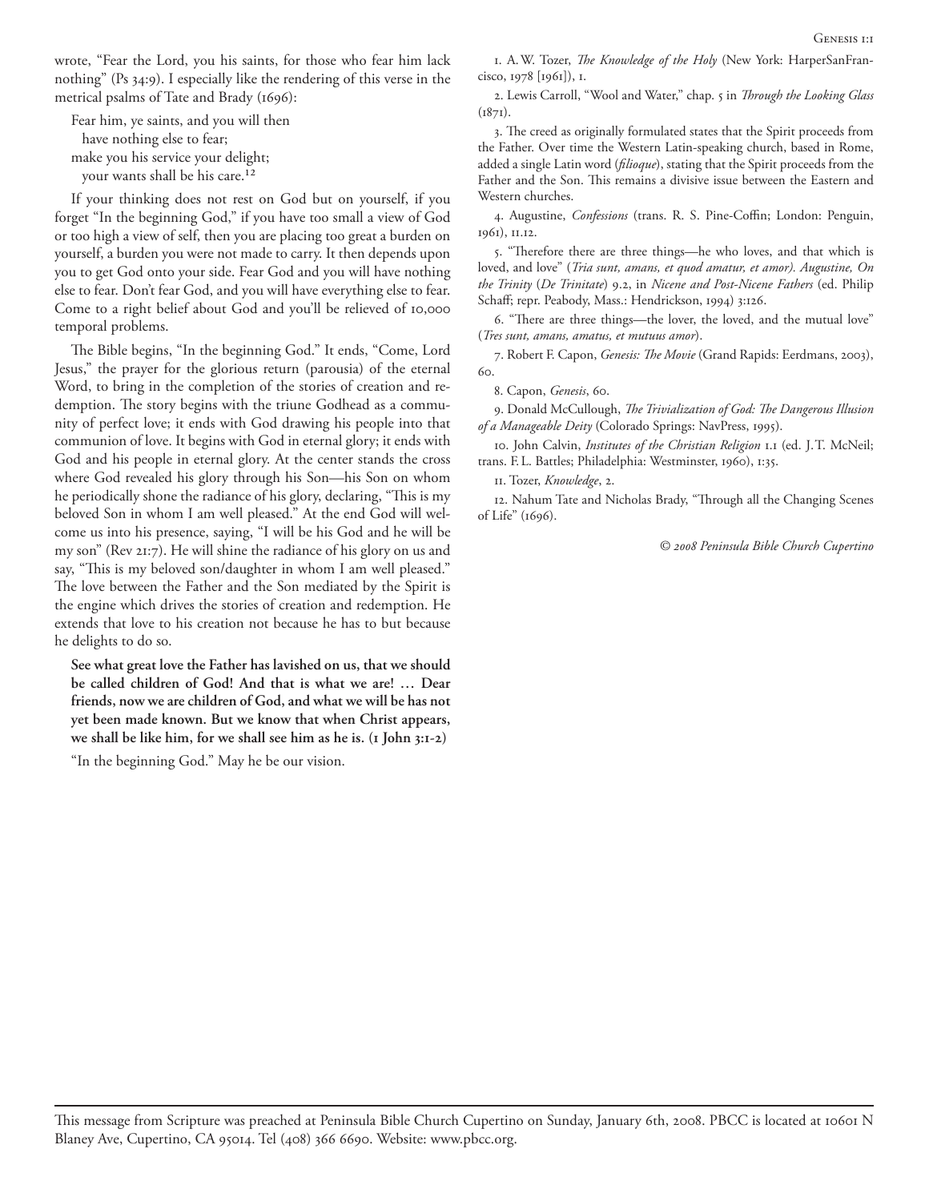wrote, "Fear the Lord, you his saints, for those who fear him lack nothing" (Ps 34:9). I especially like the rendering of this verse in the metrical psalms of Tate and Brady (1696):

> Fear him, ye saints, and you will then
> have nothing else to fear;
> make you his service your delight;
> your wants shall be his care.[12]

If your thinking does not rest on God but on yourself, if you forget "In the beginning God," if you have too small a view of God or too high a view of self, then you are placing too great a burden on yourself, a burden you were not made to carry. It then depends upon you to get God onto your side. Fear God and you will have nothing else to fear. Don't fear God, and you will have everything else to fear. Come to a right belief about God and you'll be relieved of 10,000 temporal problems.

The Bible begins, "In the beginning God." It ends, "Come, Lord Jesus," the prayer for the glorious return (parousia) of the eternal Word, to bring in the completion of the stories of creation and redemption. The story begins with the triune Godhead as a community of perfect love; it ends with God drawing his people into that communion of love. It begins with God in eternal glory; it ends with God and his people in eternal glory. At the center stands the cross where God revealed his glory through his Son—his Son on whom he periodically shone the radiance of his glory, declaring, "This is my beloved Son in whom I am well pleased." At the end God will welcome us into his presence, saying, "I will be his God and he will be my son" (Rev 21:7). He will shine the radiance of his glory on us and say, "This is my beloved son/daughter in whom I am well pleased." The love between the Father and the Son mediated by the Spirit is the engine which drives the stories of creation and redemption. He extends that love to his creation not because he has to but because he delights to do so.

> **See what great love the Father has lavished on us, that we should be called children of God! And that is what we are! … Dear friends, now we are children of God, and what we will be has not yet been made known. But we know that when Christ appears, we shall be like him, for we shall see him as he is. (1 John 3:1-2)**

"In the beginning God." May he be our vision.

1. A. W. Tozer, *The Knowledge of the Holy* (New York: HarperSanFrancisco, 1978 [1961]), 1.

2. Lewis Carroll, "Wool and Water," chap. 5 in *Through the Looking Glass* (1871).

3. The creed as originally formulated states that the Spirit proceeds from the Father. Over time the Western Latin-speaking church, based in Rome, added a single Latin word (*filioque*), stating that the Spirit proceeds from the Father and the Son. This remains a divisive issue between the Eastern and Western churches.

4. Augustine, *Confessions* (trans. R. S. Pine-Coffin; London: Penguin, 1961), 11.12.

5. "Therefore there are three things—he who loves, and that which is loved, and love" (*Tria sunt, amans, et quod amatur, et amor). Augustine, On the Trinity* (*De Trinitate*) 9.2, in *Nicene and Post-Nicene Fathers* (ed. Philip Schaff; repr. Peabody, Mass.: Hendrickson, 1994) 3:126.

6. "There are three things—the lover, the loved, and the mutual love" (*Tres sunt, amans, amatus, et mutuus amor*).

7. Robert F. Capon, *Genesis: The Movie* (Grand Rapids: Eerdmans, 2003), 60.

8. Capon, *Genesis*, 60.

9. Donald McCullough, *The Trivialization of God: The Dangerous Illusion of a Manageable Deity* (Colorado Springs: NavPress, 1995).

10. John Calvin, *Institutes of the Christian Religion* 1.1 (ed. J. T. McNeil; trans. F. L. Battles; Philadelphia: Westminster, 1960), 1:35.

11. Tozer, *Knowledge*, 2.

12. Nahum Tate and Nicholas Brady, "Through all the Changing Scenes of Life" (1696).

*© 2008 Peninsula Bible Church Cupertino*

This message from Scripture was preached at Peninsula Bible Church Cupertino on Sunday, January 6th, 2008. PBCC is located at 10601 N Blaney Ave, Cupertino, CA 95014. Tel (408) 366 6690. Website: www.pbcc.org.